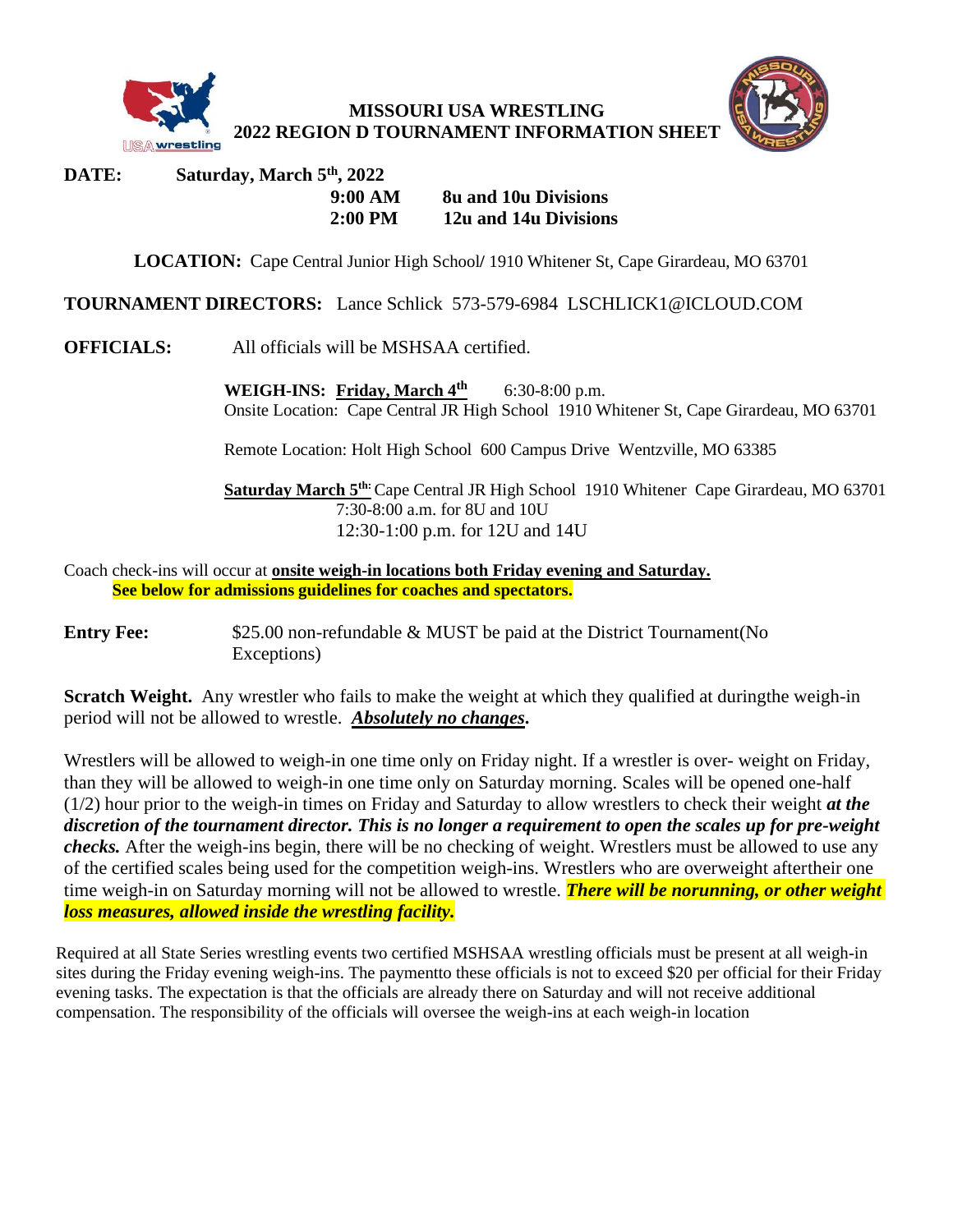# MISSOURI USA WRESTLING
## 2022 REGION D TOURNAMENT INFORMATION SHEET

**DATE:** **Saturday, March 5th, 2022**

**9:00 AM** **8u and 10u Divisions**
**2:00 PM** **12u and 14u Divisions**

**LOCATION:** Cape Central Junior High School/ 1910 Whitener St, Cape Girardeau, MO 63701

**TOURNAMENT DIRECTORS:** Lance Schlick 573-579-6984 LSCHLICK1@ICLOUD.COM

**OFFICIALS:** All officials will be MSHSAA certified.

**WEIGH-INS:** **Friday, March 4th** 6:30-8:00 p.m.
Onsite Location: Cape Central JR High School 1910 Whitener St, Cape Girardeau, MO 63701

Remote Location: Holt High School 600 Campus Drive Wentzville, MO 63385

**Saturday March 5th:** Cape Central JR High School 1910 Whitener Cape Girardeau, MO 63701
7:30-8:00 a.m. for 8U and 10U
12:30-1:00 p.m. for 12U and 14U

Coach check-ins will occur at **onsite weigh-in locations both Friday evening and Saturday.**
**See below for admissions guidelines for coaches and spectators.**

**Entry Fee:** $25.00 non-refundable & MUST be paid at the District Tournament(No Exceptions)

**Scratch Weight.** Any wrestler who fails to make the weight at which they qualified at duringthe weigh-in period will not be allowed to wrestle. ***Absolutely no changes*.**

Wrestlers will be allowed to weigh-in one time only on Friday night. If a wrestler is over- weight on Friday, than they will be allowed to weigh-in one time only on Saturday morning. Scales will be opened one-half (1/2) hour prior to the weigh-in times on Friday and Saturday to allow wrestlers to check their weight ***at the discretion of the tournament director. This is no longer a requirement to open the scales up for pre-weight checks.*** After the weigh-ins begin, there will be no checking of weight. Wrestlers must be allowed to use any of the certified scales being used for the competition weigh-ins. Wrestlers who are overweight aftertheir one time weigh-in on Saturday morning will not be allowed to wrestle. ***There will be norunning, or other weight loss measures, allowed inside the wrestling facility.***

Required at all State Series wrestling events two certified MSHSAA wrestling officials must be present at all weigh-in sites during the Friday evening weigh-ins. The paymentto these officials is not to exceed $20 per official for their Friday evening tasks. The expectation is that the officials are already there on Saturday and will not receive additional compensation. The responsibility of the officials will oversee the weigh-ins at each weigh-in location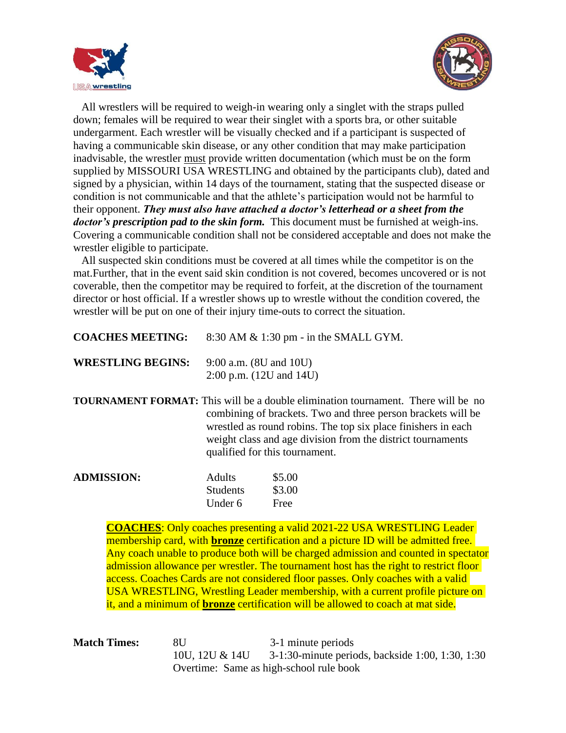All wrestlers will be required to weigh-in wearing only a singlet with the straps pulled down; females will be required to wear their singlet with a sports bra, or other suitable undergarment. Each wrestler will be visually checked and if a participant is suspected of having a communicable skin disease, or any other condition that may make participation inadvisable, the wrestler must provide written documentation (which must be on the form supplied by MISSOURI USA WRESTLING and obtained by the participants club), dated and signed by a physician, within 14 days of the tournament, stating that the suspected disease or condition is not communicable and that the athlete's participation would not be harmful to their opponent. ***They must also have attached a doctor's letterhead or a sheet from the doctor's prescription pad to the skin form.*** This document must be furnished at weigh-ins. Covering a communicable condition shall not be considered acceptable and does not make the wrestler eligible to participate.

All suspected skin conditions must be covered at all times while the competitor is on the mat.Further, that in the event said skin condition is not covered, becomes uncovered or is not coverable, then the competitor may be required to forfeit, at the discretion of the tournament director or host official. If a wrestler shows up to wrestle without the condition covered, the wrestler will be put on one of their injury time-outs to correct the situation.

**COACHES MEETING:** 8:30 AM & 1:30 pm - in the SMALL GYM.

**WRESTLING BEGINS:** 9:00 a.m. (8U and 10U)
2:00 p.m. (12U and 14U)

**TOURNAMENT FORMAT:** This will be a double elimination tournament. There will be no combining of brackets. Two and three person brackets will be wrestled as round robins. The top six place finishers in each weight class and age division from the district tournaments qualified for this tournament.

**ADMISSION:**

| | |
|---|---|
| Adults | $5.00 |
| Students | $3.00 |
| Under 6 | Free |

**COACHES**: Only coaches presenting a valid 2021-22 USA WRESTLING Leader membership card, with **bronze** certification and a picture ID will be admitted free. Any coach unable to produce both will be charged admission and counted in spectator admission allowance per wrestler. The tournament host has the right to restrict floor access. Coaches Cards are not considered floor passes. Only coaches with a valid USA WRESTLING, Wrestling Leader membership, with a current profile picture on it, and a minimum of **bronze** certification will be allowed to coach at mat side.

**Match Times:**

| | |
|---|---|
| 8U | 3-1 minute periods |
| 10U, 12U & 14U | 3-1:30-minute periods, backside 1:00, 1:30, 1:30 |

Overtime: Same as high-school rule book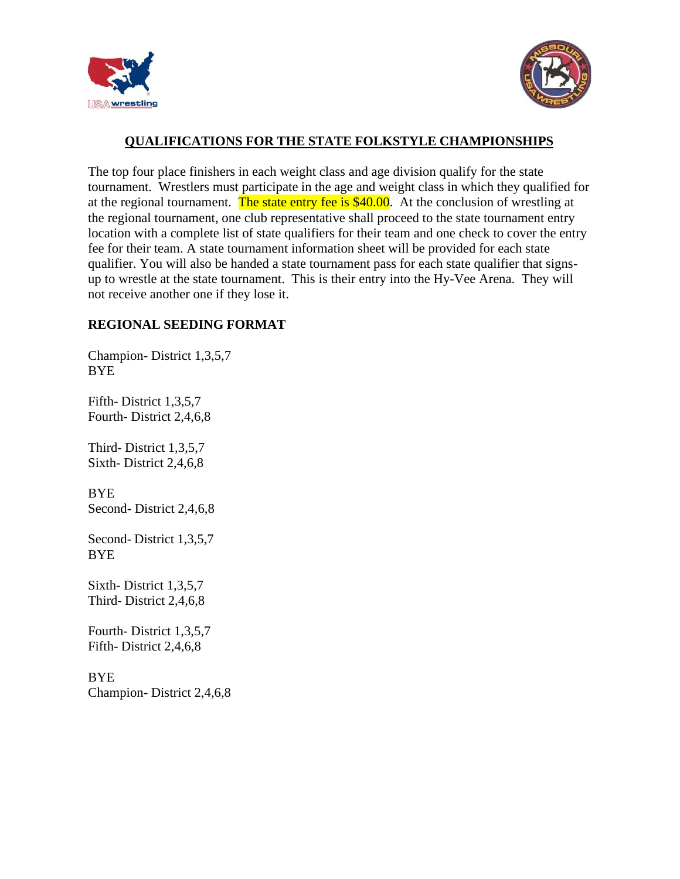## QUALIFICATIONS FOR THE STATE FOLKSTYLE CHAMPIONSHIPS

The top four place finishers in each weight class and age division qualify for the state tournament. Wrestlers must participate in the age and weight class in which they qualified for at the regional tournament. The state entry fee is $40.00. At the conclusion of wrestling at the regional tournament, one club representative shall proceed to the state tournament entry location with a complete list of state qualifiers for their team and one check to cover the entry fee for their team. A state tournament information sheet will be provided for each state qualifier. You will also be handed a state tournament pass for each state qualifier that signs-up to wrestle at the state tournament. This is their entry into the Hy-Vee Arena. They will not receive another one if they lose it.

**REGIONAL SEEDING FORMAT**

Champion- District 1,3,5,7
BYE

Fifth- District 1,3,5,7
Fourth- District 2,4,6,8

Third- District 1,3,5,7
Sixth- District 2,4,6,8

BYE
Second- District 2,4,6,8

Second- District 1,3,5,7
BYE

Sixth- District 1,3,5,7
Third- District 2,4,6,8

Fourth- District 1,3,5,7
Fifth- District 2,4,6,8

BYE
Champion- District 2,4,6,8